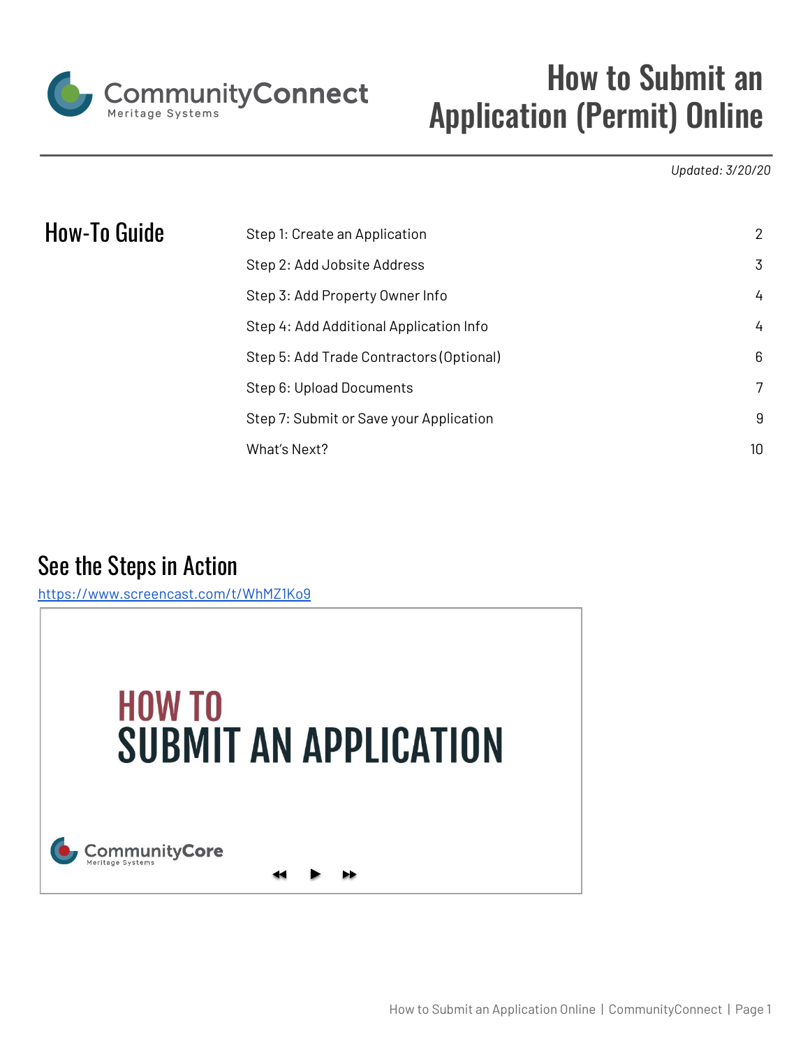# How to Submit an Application (Permit) Online

*Updated: 3/20/20*

## How-To Guide

| Step | Page |
| --- | --- |
| Step 1: Create an Application | 2 |
| Step 2: Add Jobsite Address | 3 |
| Step 3: Add Property Owner Info | 4 |
| Step 4: Add Additional Application Info | 4 |
| Step 5: Add Trade Contractors (Optional) | 6 |
| Step 6: Upload Documents | 7 |
| Step 7: Submit or Save your Application | 9 |
| What's Next? | 10 |

## See the Steps in Action

https://www.screencast.com/t/WhMZ1Ko9

HOW TO
SUBMIT AN APPLICATION

CommunityCore
Meritage Systems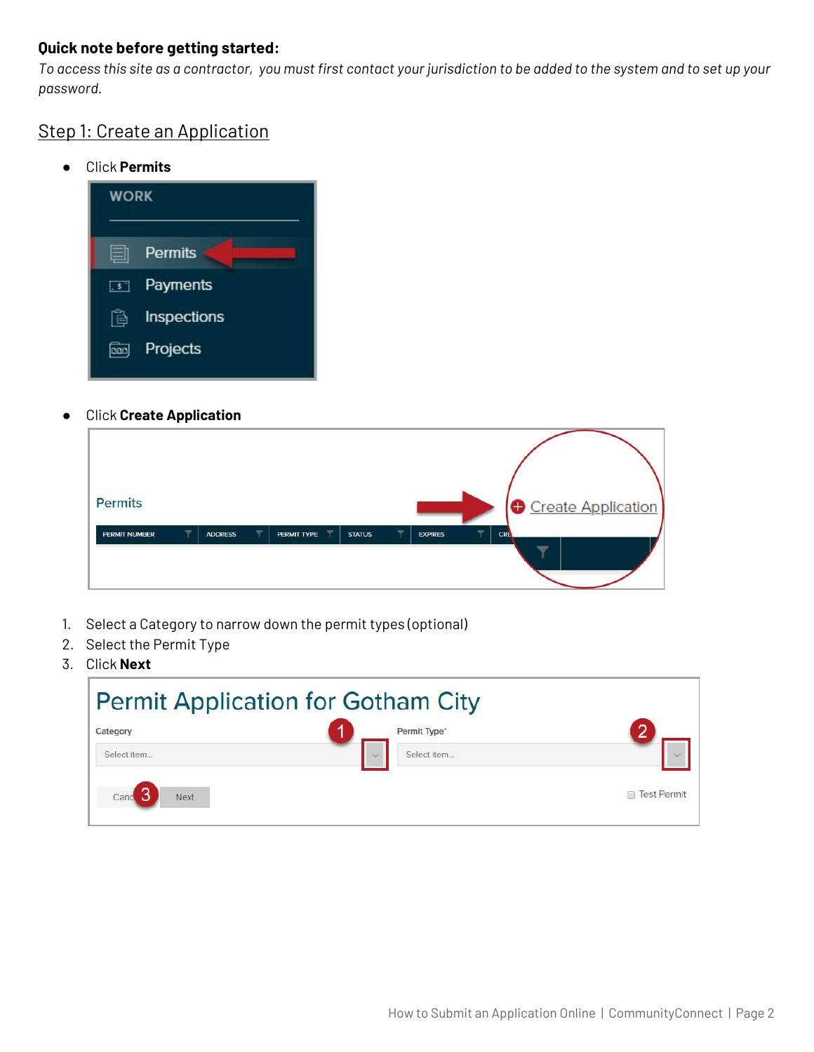**Quick note before getting started:**

*To access this site as a contractor, you must first contact your jurisdiction to be added to the system and to set up your password.*

## Step 1: Create an Application

- Click **Permits**

- Click **Create Application**

1. Select a Category to narrow down the permit types (optional)
2. Select the Permit Type
3. Click **Next**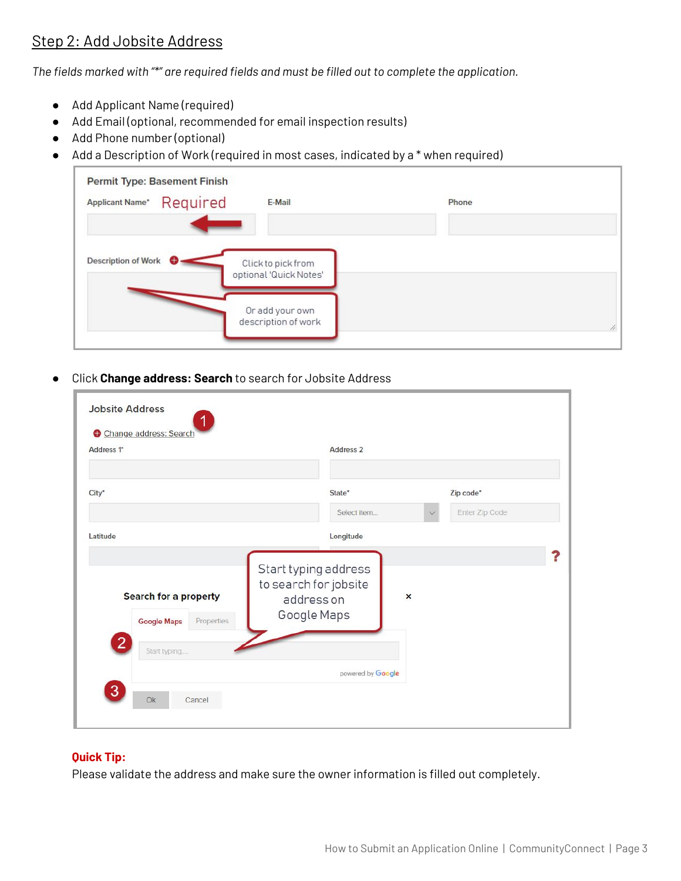## Step 2: Add Jobsite Address

*The fields marked with "*" are required fields and must be filled out to complete the application.*

- Add Applicant Name (required)
- Add Email (optional, recommended for email inspection results)
- Add Phone number (optional)
- Add a Description of Work (required in most cases, indicated by a * when required)

Permit Type: Basement Finish

Applicant Name* Required | E-Mail | Phone

Description of Work — Click to pick from optional 'Quick Notes' — Or add your own description of work

- Click **Change address: Search** to search for Jobsite Address

Jobsite Address

1. Change address: Search

Address 1* | Address 2

City* | State* (Select item...) | Zip code* (Enter Zip Code)

Latitude | Longitude

Search for a property

Google Maps | Properties

2. Start typing... — Start typing address to search for jobsite address on Google Maps

powered by Google

3. Ok | Cancel

**Quick Tip:**

Please validate the address and make sure the owner information is filled out completely.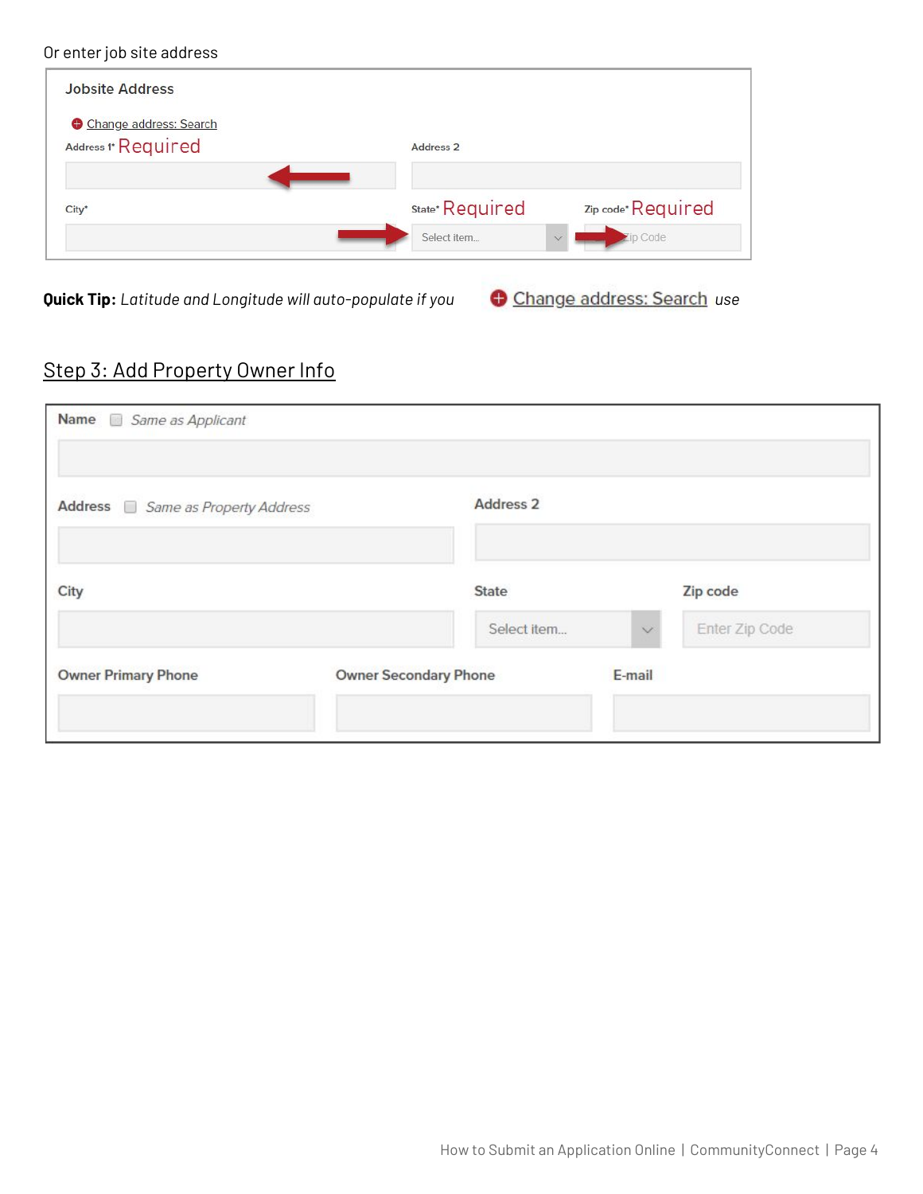Or enter job site address

**Jobsite Address**

Change address: Search

Address 1* Required

Address 2

City*

State* Required

Zip code* Required

**Quick Tip:** *Latitude and Longitude will auto-populate if you* Change address: Search *use*

## Step 3: Add Property Owner Info

**Name** ☐ *Same as Applicant*

**Address** ☐ *Same as Property Address*

**Address 2**

**City**

**State**

**Zip code**

**Owner Primary Phone**

**Owner Secondary Phone**

**E-mail**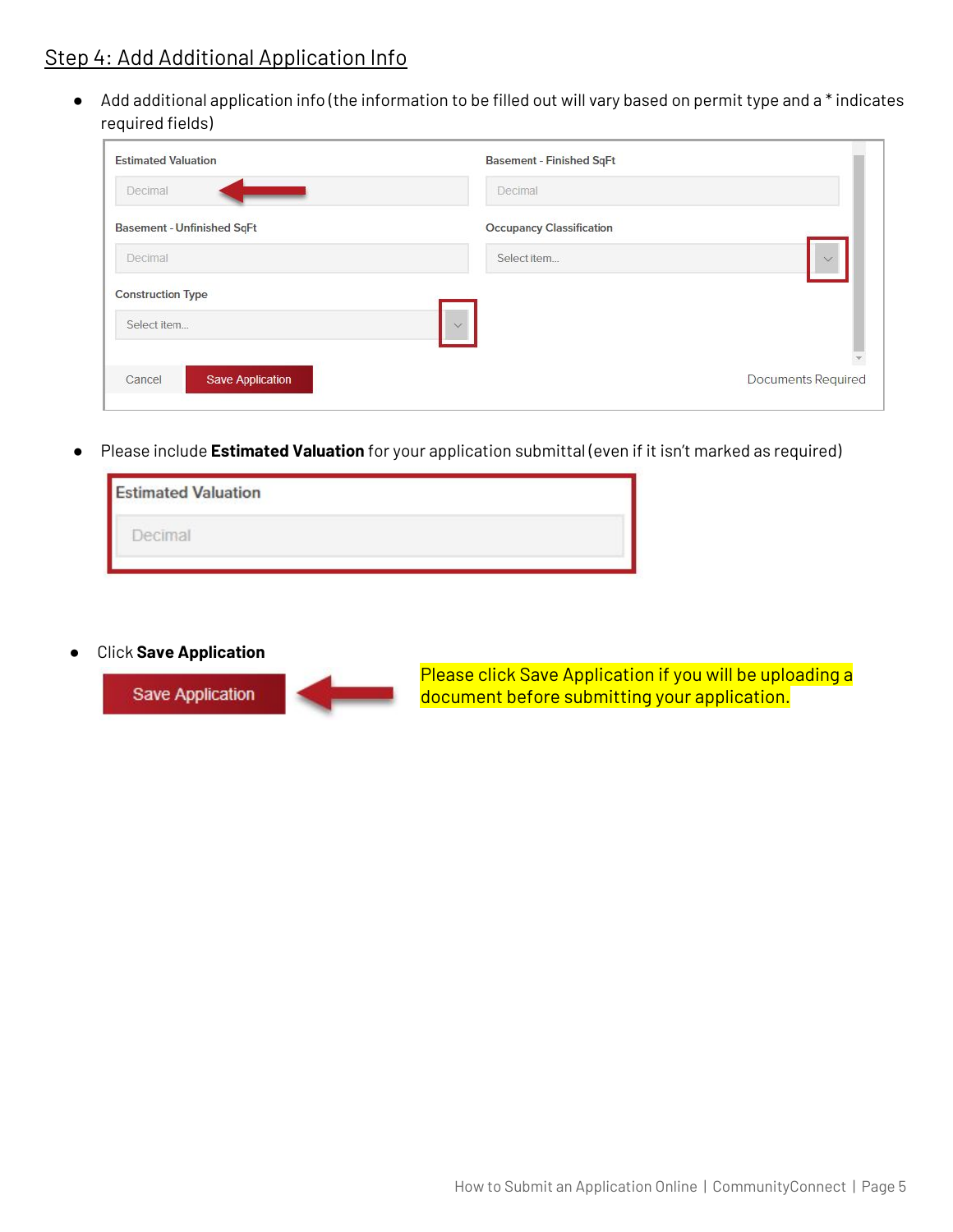## Step 4: Add Additional Application Info

- Add additional application info (the information to be filled out will vary based on permit type and a * indicates required fields)

- Please include **Estimated Valuation** for your application submittal (even if it isn't marked as required)

- Click **Save Application**

Please click Save Application if you will be uploading a document before submitting your application.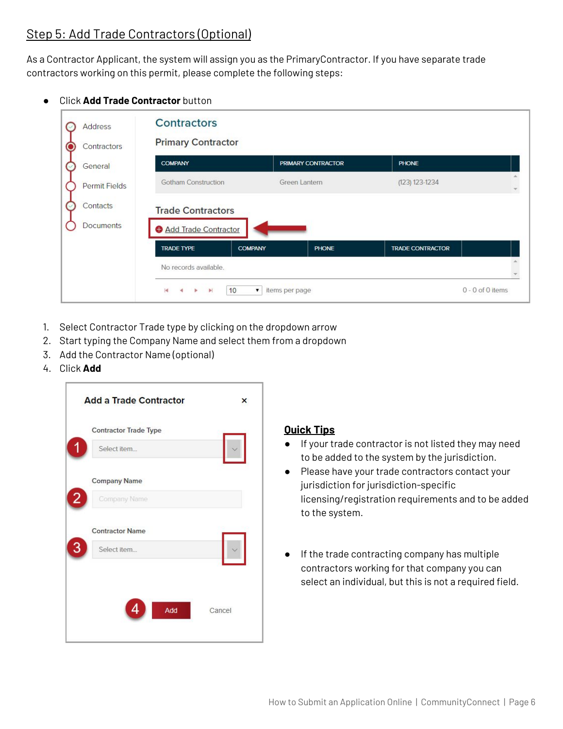## Step 5: Add Trade Contractors (Optional)

As a Contractor Applicant, the system will assign you as the PrimaryContractor. If you have separate trade contractors working on this permit, please complete the following steps:

- Click **Add Trade Contractor** button

1. Select Contractor Trade type by clicking on the dropdown arrow
2. Start typing the Company Name and select them from a dropdown
3. Add the Contractor Name (optional)
4. Click **Add**

### Quick Tips

- If your trade contractor is not listed they may need to be added to the system by the jurisdiction.
- Please have your trade contractors contact your jurisdiction for jurisdiction-specific licensing/registration requirements and to be added to the system.
- If the trade contracting company has multiple contractors working for that company you can select an individual, but this is not a required field.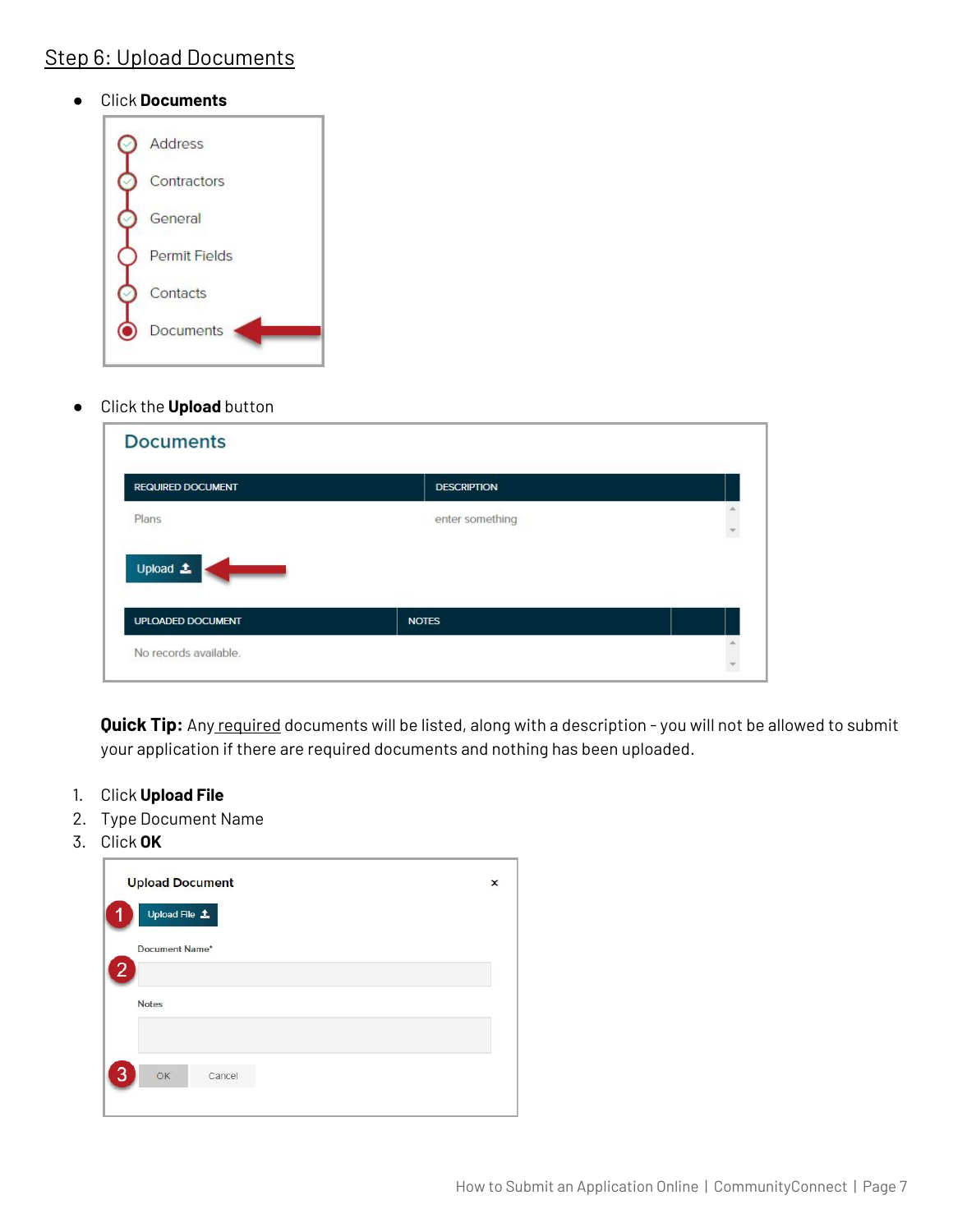## Step 6: Upload Documents

- Click **Documents**

- Click the **Upload** button

**Quick Tip:** Any required documents will be listed, along with a description - you will not be allowed to submit your application if there are required documents and nothing has been uploaded.

1. Click **Upload File**
2. Type Document Name
3. Click **OK**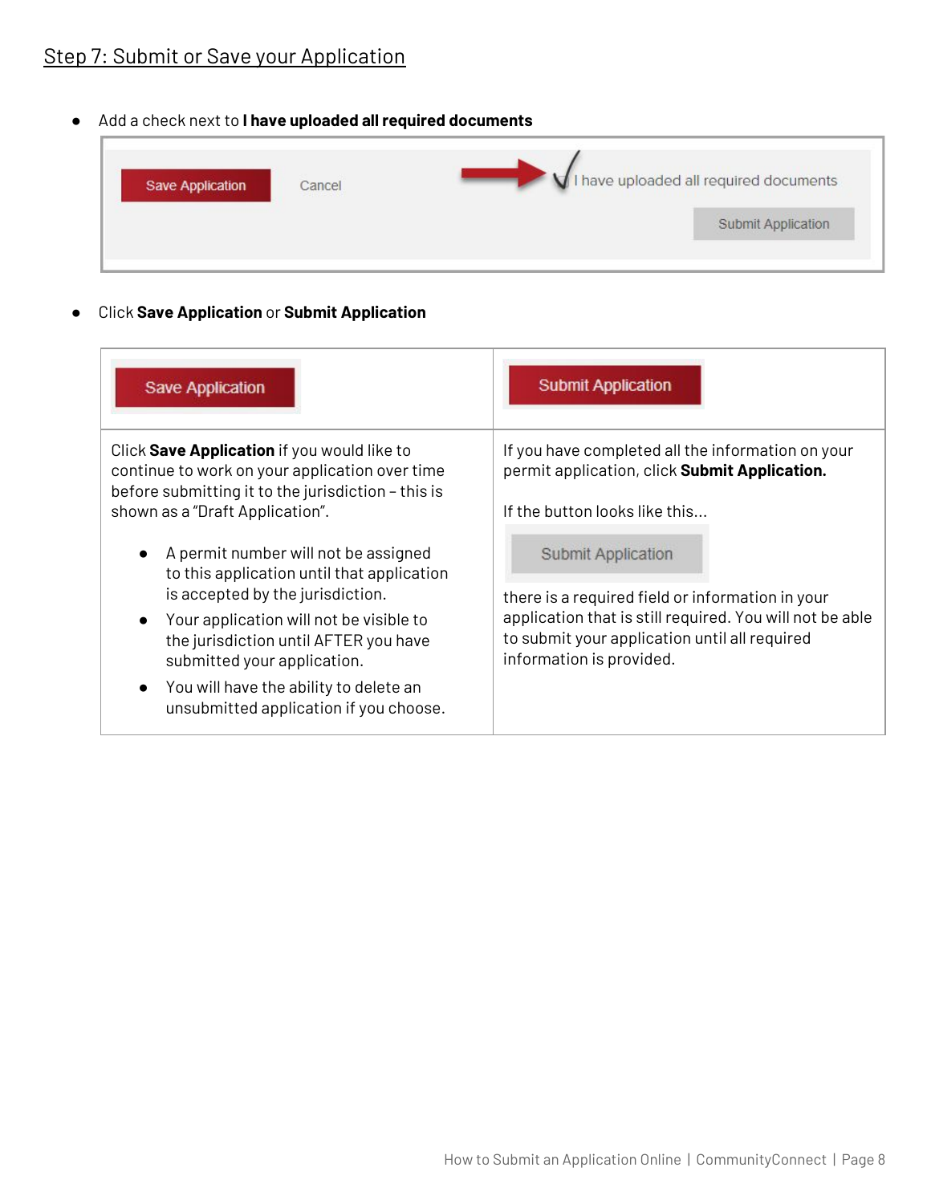## Step 7: Submit or Save your Application

- Add a check next to **I have uploaded all required documents**

- Click **Save Application** or **Submit Application**

| Save Application | Submit Application |
| --- | --- |
| Click **Save Application** if you would like to continue to work on your application over time before submitting it to the jurisdiction – this is shown as a "Draft Application".<br><br>• A permit number will not be assigned to this application until that application is accepted by the jurisdiction.<br>• Your application will not be visible to the jurisdiction until AFTER you have submitted your application.<br>• You will have the ability to delete an unsubmitted application if you choose. | If you have completed all the information on your permit application, click **Submit Application.**<br><br>If the button looks like this...<br><br>Submit Application<br><br>there is a required field or information in your application that is still required. You will not be able to submit your application until all required information is provided. |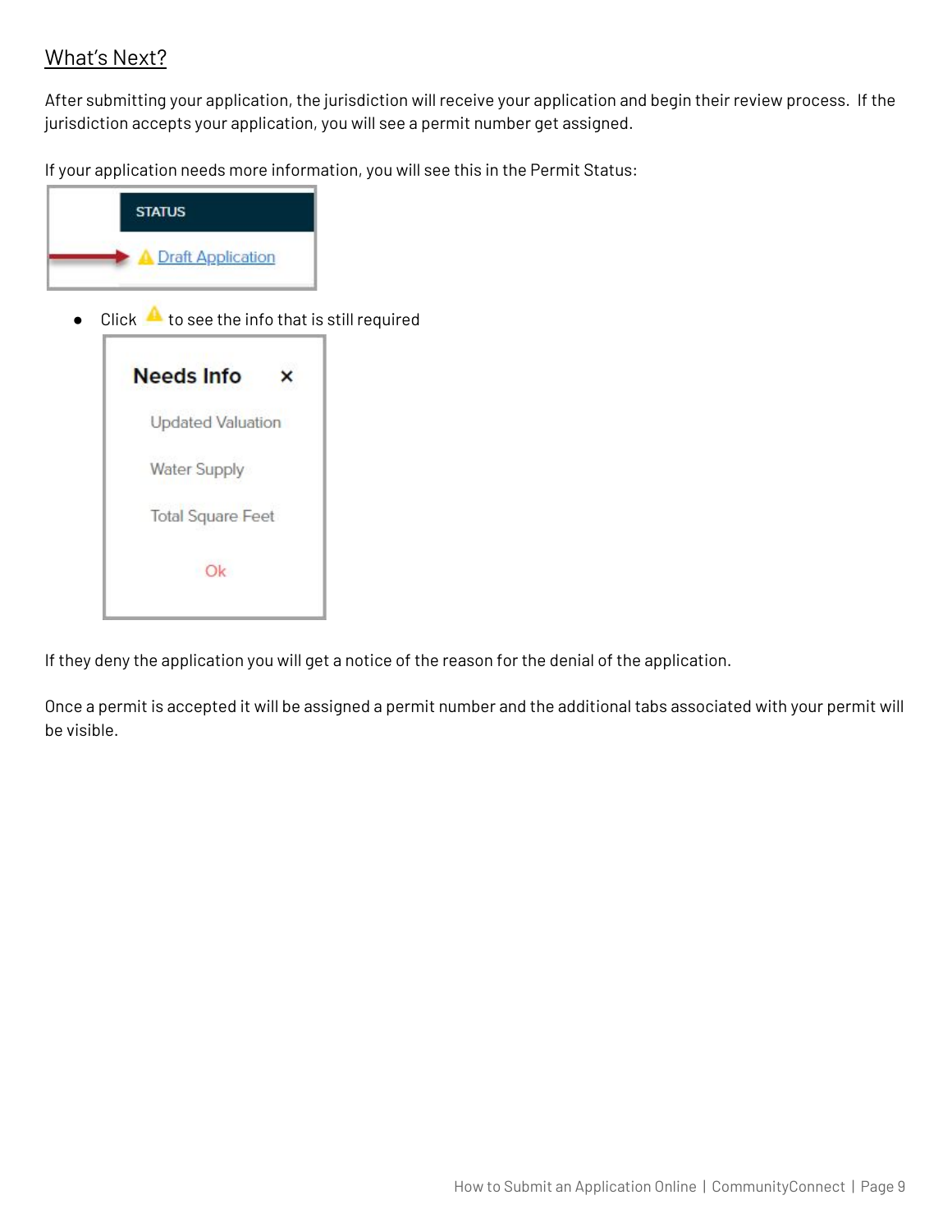## What's Next?

After submitting your application, the jurisdiction will receive your application and begin their review process. If the jurisdiction accepts your application, you will see a permit number get assigned.

If your application needs more information, you will see this in the Permit Status:

STATUS

Draft Application

- Click ⚠ to see the info that is still required

Needs Info ×

Updated Valuation

Water Supply

Total Square Feet

Ok

If they deny the application you will get a notice of the reason for the denial of the application.

Once a permit is accepted it will be assigned a permit number and the additional tabs associated with your permit will be visible.